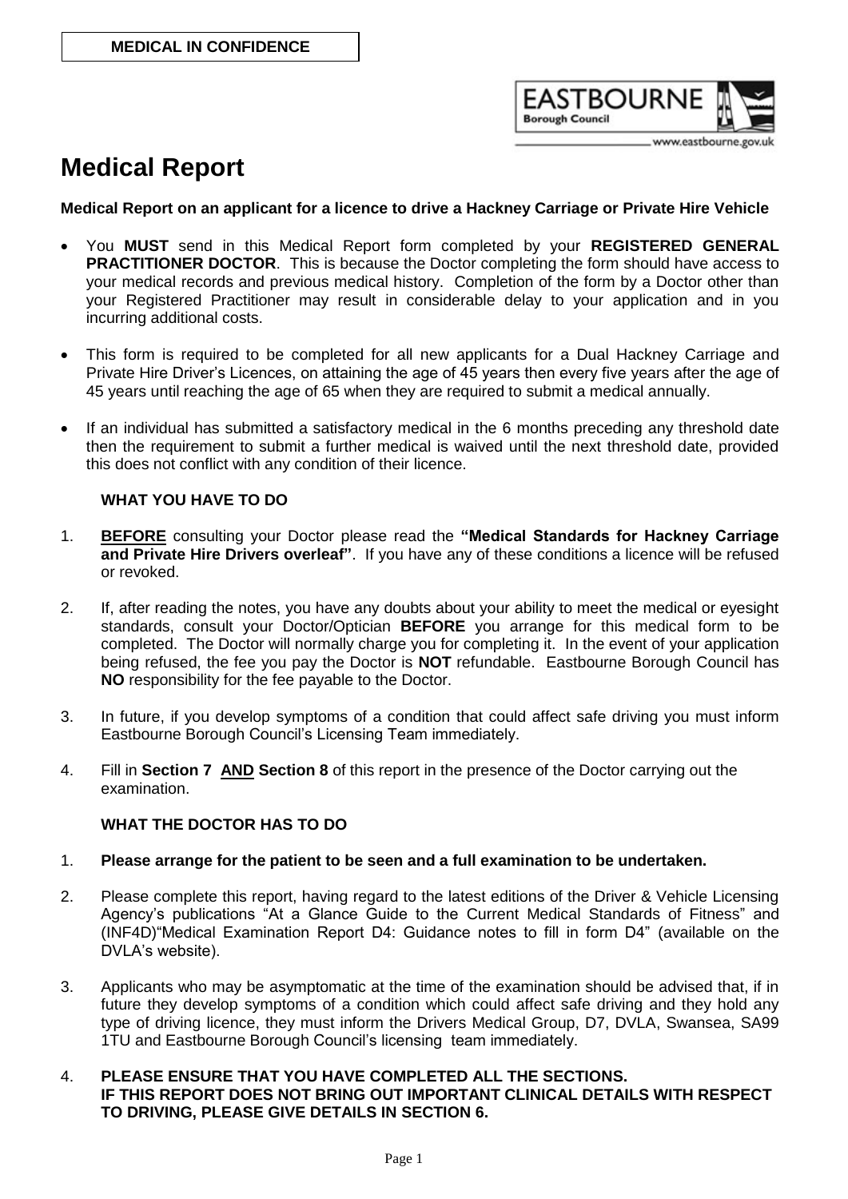**MEDICAL IN CONFIDENCE**

EASTBOURNE Borough Council
www.eastbourne.gov.uk

# Medical Report

**Medical Report on an applicant for a licence to drive a Hackney Carriage or Private Hire Vehicle**

- You **MUST** send in this Medical Report form completed by your **REGISTERED GENERAL PRACTITIONER DOCTOR**. This is because the Doctor completing the form should have access to your medical records and previous medical history. Completion of the form by a Doctor other than your Registered Practitioner may result in considerable delay to your application and in you incurring additional costs.

- This form is required to be completed for all new applicants for a Dual Hackney Carriage and Private Hire Driver's Licences, on attaining the age of 45 years then every five years after the age of 45 years until reaching the age of 65 when they are required to submit a medical annually.

- If an individual has submitted a satisfactory medical in the 6 months preceding any threshold date then the requirement to submit a further medical is waived until the next threshold date, provided this does not conflict with any condition of their licence.

**WHAT YOU HAVE TO DO**

1. **BEFORE** consulting your Doctor please read the **"Medical Standards for Hackney Carriage and Private Hire Drivers overleaf"**. If you have any of these conditions a licence will be refused or revoked.

2. If, after reading the notes, you have any doubts about your ability to meet the medical or eyesight standards, consult your Doctor/Optician **BEFORE** you arrange for this medical form to be completed. The Doctor will normally charge you for completing it. In the event of your application being refused, the fee you pay the Doctor is **NOT** refundable. Eastbourne Borough Council has **NO** responsibility for the fee payable to the Doctor.

3. In future, if you develop symptoms of a condition that could affect safe driving you must inform Eastbourne Borough Council's Licensing Team immediately.

4. Fill in **Section 7 AND Section 8** of this report in the presence of the Doctor carrying out the examination.

**WHAT THE DOCTOR HAS TO DO**

1. **Please arrange for the patient to be seen and a full examination to be undertaken.**

2. Please complete this report, having regard to the latest editions of the Driver & Vehicle Licensing Agency's publications "At a Glance Guide to the Current Medical Standards of Fitness" and (INF4D)"Medical Examination Report D4: Guidance notes to fill in form D4" (available on the DVLA's website).

3. Applicants who may be asymptomatic at the time of the examination should be advised that, if in future they develop symptoms of a condition which could affect safe driving and they hold any type of driving licence, they must inform the Drivers Medical Group, D7, DVLA, Swansea, SA99 1TU and Eastbourne Borough Council's licensing team immediately.

4. **PLEASE ENSURE THAT YOU HAVE COMPLETED ALL THE SECTIONS. IF THIS REPORT DOES NOT BRING OUT IMPORTANT CLINICAL DETAILS WITH RESPECT TO DRIVING, PLEASE GIVE DETAILS IN SECTION 6.**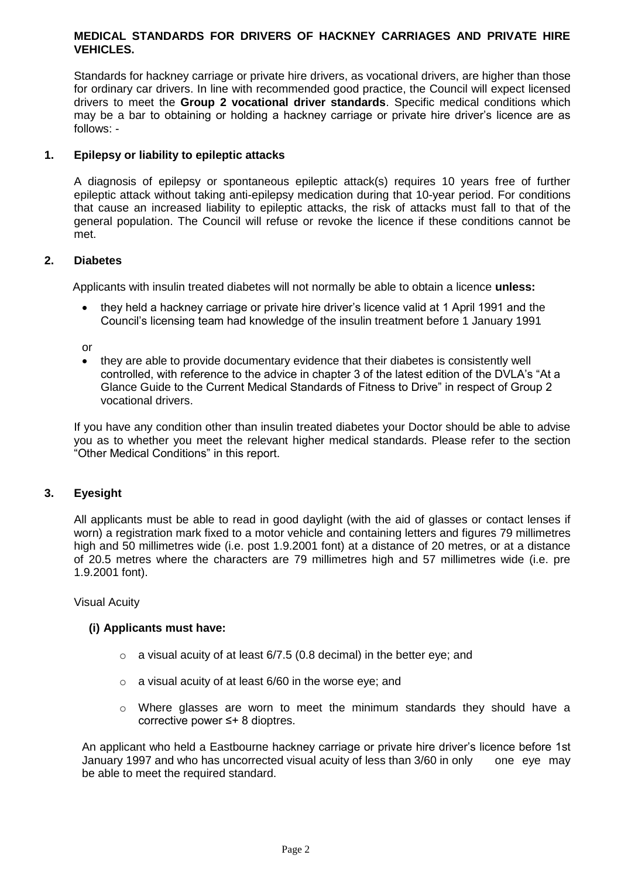**MEDICAL STANDARDS FOR DRIVERS OF HACKNEY CARRIAGES AND PRIVATE HIRE VEHICLES.**

Standards for hackney carriage or private hire drivers, as vocational drivers, are higher than those for ordinary car drivers. In line with recommended good practice, the Council will expect licensed drivers to meet the **Group 2 vocational driver standards**. Specific medical conditions which may be a bar to obtaining or holding a hackney carriage or private hire driver's licence are as follows: -

**1. Epilepsy or liability to epileptic attacks**

A diagnosis of epilepsy or spontaneous epileptic attack(s) requires 10 years free of further epileptic attack without taking anti-epilepsy medication during that 10-year period. For conditions that cause an increased liability to epileptic attacks, the risk of attacks must fall to that of the general population. The Council will refuse or revoke the licence if these conditions cannot be met.

**2. Diabetes**

Applicants with insulin treated diabetes will not normally be able to obtain a licence **unless:**

- they held a hackney carriage or private hire driver's licence valid at 1 April 1991 and the Council's licensing team had knowledge of the insulin treatment before 1 January 1991

or

- they are able to provide documentary evidence that their diabetes is consistently well controlled, with reference to the advice in chapter 3 of the latest edition of the DVLA's "At a Glance Guide to the Current Medical Standards of Fitness to Drive" in respect of Group 2 vocational drivers.

If you have any condition other than insulin treated diabetes your Doctor should be able to advise you as to whether you meet the relevant higher medical standards. Please refer to the section "Other Medical Conditions" in this report.

**3. Eyesight**

All applicants must be able to read in good daylight (with the aid of glasses or contact lenses if worn) a registration mark fixed to a motor vehicle and containing letters and figures 79 millimetres high and 50 millimetres wide (i.e. post 1.9.2001 font) at a distance of 20 metres, or at a distance of 20.5 metres where the characters are 79 millimetres high and 57 millimetres wide (i.e. pre 1.9.2001 font).

Visual Acuity

**(i) Applicants must have:**

- a visual acuity of at least 6/7.5 (0.8 decimal) in the better eye; and
- a visual acuity of at least 6/60 in the worse eye; and
- Where glasses are worn to meet the minimum standards they should have a corrective power ≤+ 8 dioptres.

An applicant who held a Eastbourne hackney carriage or private hire driver's licence before 1st January 1997 and who has uncorrected visual acuity of less than 3/60 in only one eye may be able to meet the required standard.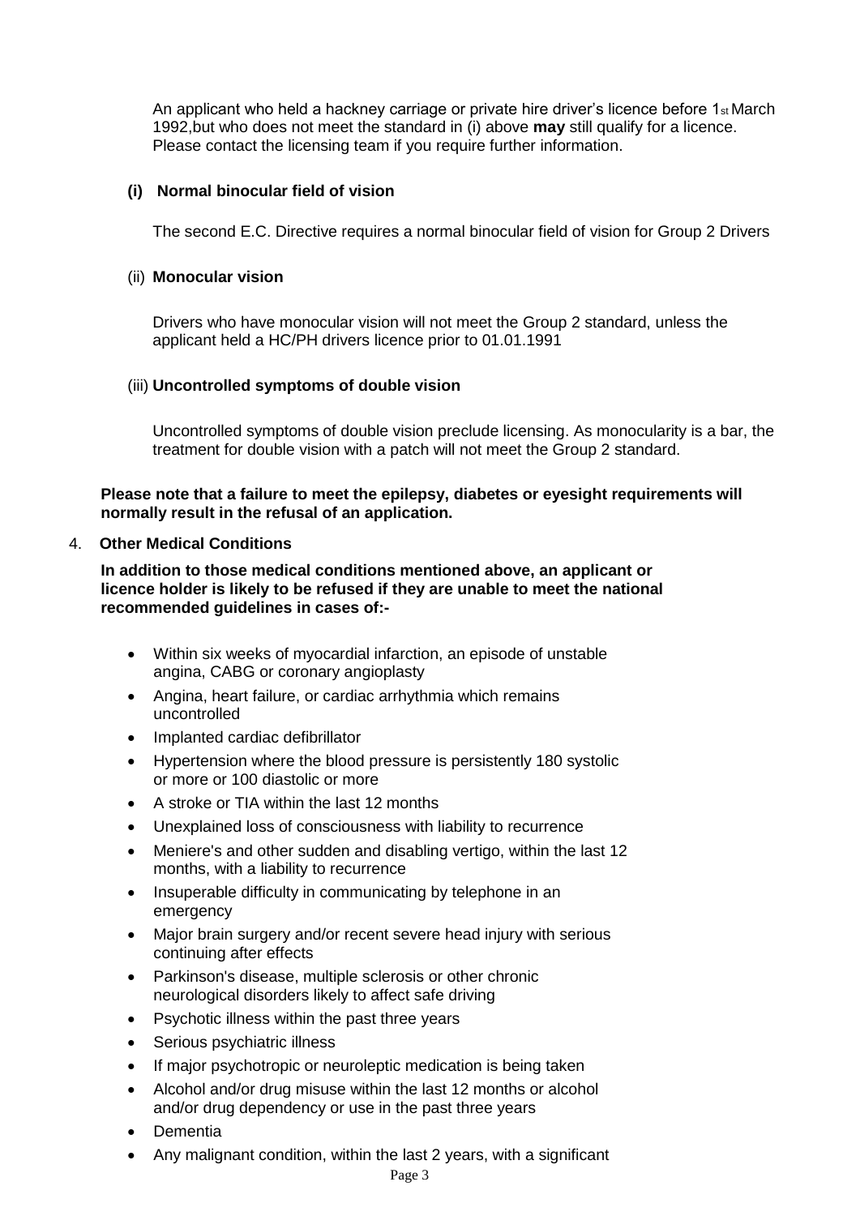An applicant who held a hackney carriage or private hire driver's licence before 1st March 1992,but who does not meet the standard in (i) above **may** still qualify for a licence. Please contact the licensing team if you require further information.

**(i) Normal binocular field of vision**

The second E.C. Directive requires a normal binocular field of vision for Group 2 Drivers

(ii) **Monocular vision**

Drivers who have monocular vision will not meet the Group 2 standard, unless the applicant held a HC/PH drivers licence prior to 01.01.1991

(iii) **Uncontrolled symptoms of double vision**

Uncontrolled symptoms of double vision preclude licensing. As monocularity is a bar, the treatment for double vision with a patch will not meet the Group 2 standard.

**Please note that a failure to meet the epilepsy, diabetes or eyesight requirements will normally result in the refusal of an application.**

4. **Other Medical Conditions**

**In addition to those medical conditions mentioned above, an applicant or licence holder is likely to be refused if they are unable to meet the national recommended guidelines in cases of:-**

- Within six weeks of myocardial infarction, an episode of unstable angina, CABG or coronary angioplasty
- Angina, heart failure, or cardiac arrhythmia which remains uncontrolled
- Implanted cardiac defibrillator
- Hypertension where the blood pressure is persistently 180 systolic or more or 100 diastolic or more
- A stroke or TIA within the last 12 months
- Unexplained loss of consciousness with liability to recurrence
- Meniere's and other sudden and disabling vertigo, within the last 12 months, with a liability to recurrence
- Insuperable difficulty in communicating by telephone in an emergency
- Major brain surgery and/or recent severe head injury with serious continuing after effects
- Parkinson's disease, multiple sclerosis or other chronic neurological disorders likely to affect safe driving
- Psychotic illness within the past three years
- Serious psychiatric illness
- If major psychotropic or neuroleptic medication is being taken
- Alcohol and/or drug misuse within the last 12 months or alcohol and/or drug dependency or use in the past three years
- Dementia
- Any malignant condition, within the last 2 years, with a significant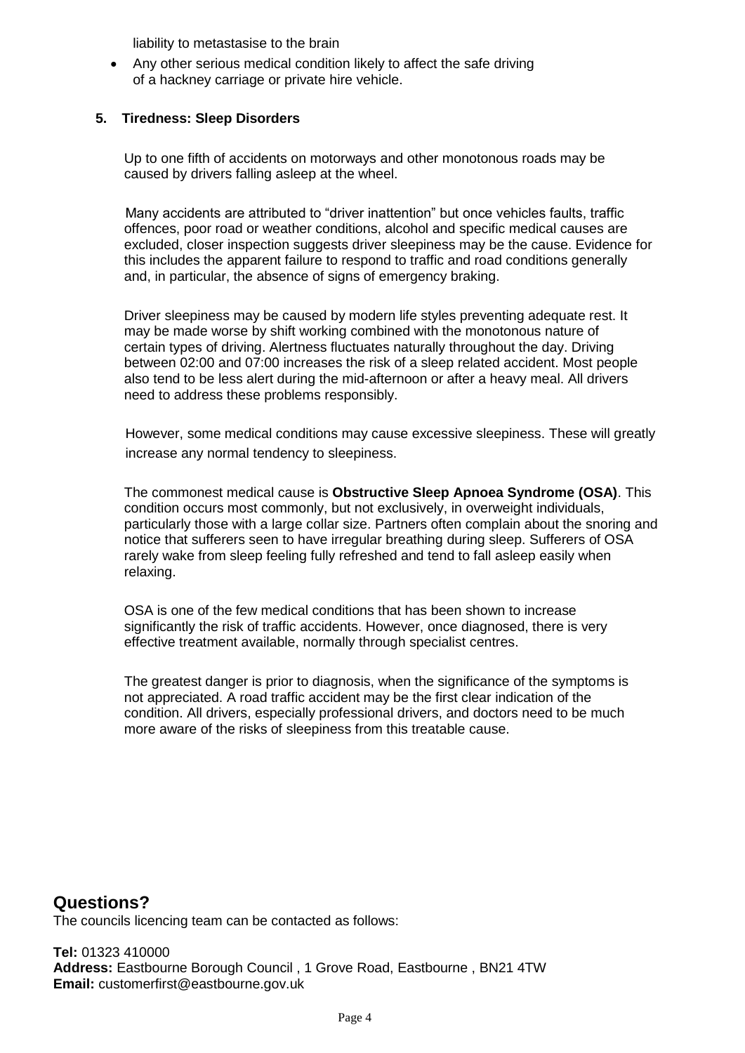liability to metastasise to the brain

- Any other serious medical condition likely to affect the safe driving of a hackney carriage or private hire vehicle.

### 5. Tiredness: Sleep Disorders

Up to one fifth of accidents on motorways and other monotonous roads may be caused by drivers falling asleep at the wheel.

Many accidents are attributed to "driver inattention" but once vehicles faults, traffic offences, poor road or weather conditions, alcohol and specific medical causes are excluded, closer inspection suggests driver sleepiness may be the cause. Evidence for this includes the apparent failure to respond to traffic and road conditions generally and, in particular, the absence of signs of emergency braking.

Driver sleepiness may be caused by modern life styles preventing adequate rest. It may be made worse by shift working combined with the monotonous nature of certain types of driving. Alertness fluctuates naturally throughout the day. Driving between 02:00 and 07:00 increases the risk of a sleep related accident. Most people also tend to be less alert during the mid-afternoon or after a heavy meal. All drivers need to address these problems responsibly.

However, some medical conditions may cause excessive sleepiness. These will greatly increase any normal tendency to sleepiness.

The commonest medical cause is **Obstructive Sleep Apnoea Syndrome (OSA)**. This condition occurs most commonly, but not exclusively, in overweight individuals, particularly those with a large collar size. Partners often complain about the snoring and notice that sufferers seen to have irregular breathing during sleep. Sufferers of OSA rarely wake from sleep feeling fully refreshed and tend to fall asleep easily when relaxing.

OSA is one of the few medical conditions that has been shown to increase significantly the risk of traffic accidents. However, once diagnosed, there is very effective treatment available, normally through specialist centres.

The greatest danger is prior to diagnosis, when the significance of the symptoms is not appreciated. A road traffic accident may be the first clear indication of the condition. All drivers, especially professional drivers, and doctors need to be much more aware of the risks of sleepiness from this treatable cause.

## Questions?

The councils licencing team can be contacted as follows:

**Tel:** 01323 410000
**Address:** Eastbourne Borough Council , 1 Grove Road, Eastbourne , BN21 4TW
**Email:** customerfirst@eastbourne.gov.uk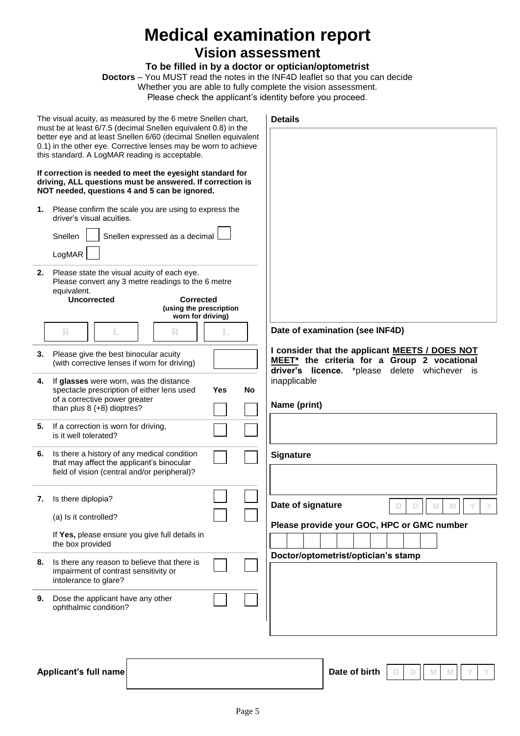# Medical examination report

## Vision assessment

**To be filled in by a doctor or optician/optometrist**

**Doctors** – You MUST read the notes in the INF4D leaflet so that you can decide Whether you are able to fully complete the vision assessment. Please check the applicant's identity before you proceed.

The visual acuity, as measured by the 6 metre Snellen chart, must be at least 6/7.5 (decimal Snellen equivalent 0.8) in the better eye and at least Snellen 6/60 (decimal Snellen equivalent 0.1) in the other eye. Corrective lenses may be worn to achieve this standard. A LogMAR reading is acceptable.

**If correction is needed to meet the eyesight standard for driving, ALL questions must be answered. If correction is NOT needed, questions 4 and 5 can be ignored.**

**1.** Please confirm the scale you are using to express the driver's visual acuities.

Snellen ☐ Snellen expressed as a decimal ☐

LogMAR ☐

**2.** Please state the visual acuity of each eye. Please convert any 3 metre readings to the 6 metre equivalent.

| Uncorrected | | Corrected (using the prescription worn for driving) | |
|---|---|---|---|
| R | L | R | L |

| | | Yes | No |
|---|---|---|---|
| **3.** | Please give the best binocular acuity (with corrective lenses if worn for driving) | | |
| **4.** | If **glasses** were worn, was the distance spectacle prescription of either lens used of a corrective power greater than plus 8 (+8) dioptres? | ☐ | ☐ |
| **5.** | If a correction is worn for driving, is it well tolerated? | ☐ | ☐ |
| **6.** | Is there a history of any medical condition that may affect the applicant's binocular field of vision (central and/or peripheral)? | ☐ | ☐ |
| **7.** | Is there diplopia? | ☐ | ☐ |
| | (a) Is it controlled? | ☐ | ☐ |
| | If **Yes,** please ensure you give full details in the box provided | | |
| **8.** | Is there any reason to believe that there is impairment of contrast sensitivity or intolerance to glare? | ☐ | ☐ |
| **9.** | Dose the applicant have any other ophthalmic condition? | ☐ | ☐ |

**Details**

**Date of examination (see INF4D)**

**I consider that the applicant MEETS / DOES NOT MEET* the criteria for a Group 2 vocational driver's licence.** *please delete whichever is inapplicable

**Name (print)**

**Signature**

**Date of signature** D D M M Y Y

**Please provide your GOC, HPC or GMC number**

**Doctor/optometrist/optician's stamp**

**Applicant's full name**

**Date of birth** D D M M Y Y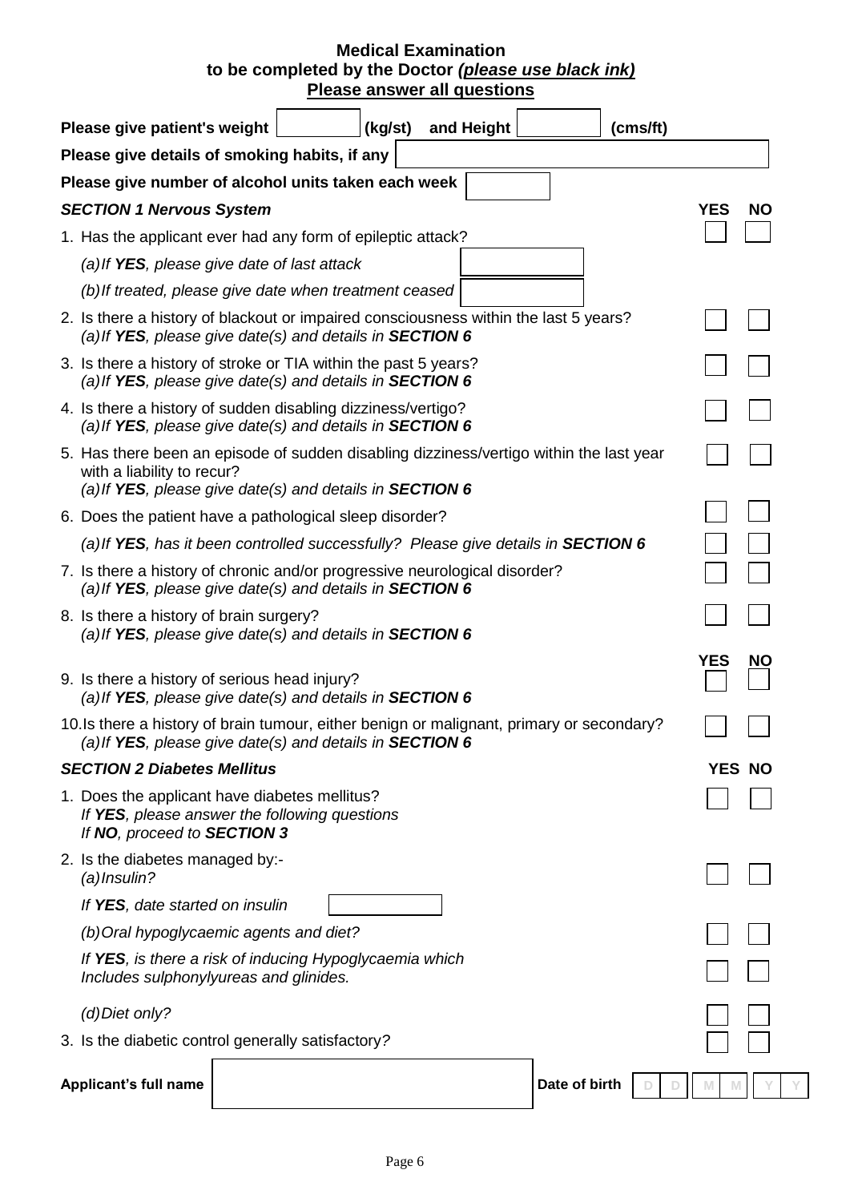**Medical Examination**
**to be completed by the Doctor *(please use black ink)***
**Please answer all questions**

**Please give patient's weight** ______ **(kg/st)** **and Height** ______ **(cms/ft)**

**Please give details of smoking habits, if any** ______

**Please give number of alcohol units taken each week** ______

| ***SECTION 1 Nervous System*** | **YES** | **NO** |
|---|---|---|
| 1. Has the applicant ever had any form of epileptic attack? | ☐ | ☐ |
| *(a) If **YES**, please give date of last attack* ______ | | |
| *(b) If treated, please give date when treatment ceased* ______ | | |
| 2. Is there a history of blackout or impaired consciousness within the last 5 years? *(a) If **YES**, please give date(s) and details in **SECTION 6*** | ☐ | ☐ |
| 3. Is there a history of stroke or TIA within the past 5 years? *(a) If **YES**, please give date(s) and details in **SECTION 6*** | ☐ | ☐ |
| 4. Is there a history of sudden disabling dizziness/vertigo? *(a) If **YES**, please give date(s) and details in **SECTION 6*** | ☐ | ☐ |
| 5. Has there been an episode of sudden disabling dizziness/vertigo within the last year with a liability to recur? *(a) If **YES**, please give date(s) and details in **SECTION 6*** | ☐ | ☐ |
| 6. Does the patient have a pathological sleep disorder? | ☐ | ☐ |
| *(a) If **YES**, has it been controlled successfully? Please give details in **SECTION 6*** | ☐ | ☐ |
| 7. Is there a history of chronic and/or progressive neurological disorder? *(a) If **YES**, please give date(s) and details in **SECTION 6*** | ☐ | ☐ |
| 8. Is there a history of brain surgery? *(a) If **YES**, please give date(s) and details in **SECTION 6*** | ☐ | ☐ |
| 9. Is there a history of serious head injury? *(a) If **YES**, please give date(s) and details in **SECTION 6*** | ☐ | ☐ |
| 10. Is there a history of brain tumour, either benign or malignant, primary or secondary? *(a) If **YES**, please give date(s) and details in **SECTION 6*** | ☐ | ☐ |

| ***SECTION 2 Diabetes Mellitus*** | **YES** | **NO** |
|---|---|---|
| 1. Does the applicant have diabetes mellitus? *If **YES**, please answer the following questions* *If **NO**, proceed to **SECTION 3*** | ☐ | ☐ |
| 2. Is the diabetes managed by:- *(a) Insulin?* | ☐ | ☐ |
| *If **YES**, date started on insulin* ______ | | |
| *(b) Oral hypoglycaemic agents and diet?* | ☐ | ☐ |
| *If **YES**, is there a risk of inducing Hypoglycaemia which Includes sulphonylyureas and glinides.* | ☐ | ☐ |
| *(d) Diet only?* | ☐ | ☐ |
| 3. Is the diabetic control generally satisfactory? | ☐ | ☐ |

**Applicant's full name** ______ **Date of birth** D D M M Y Y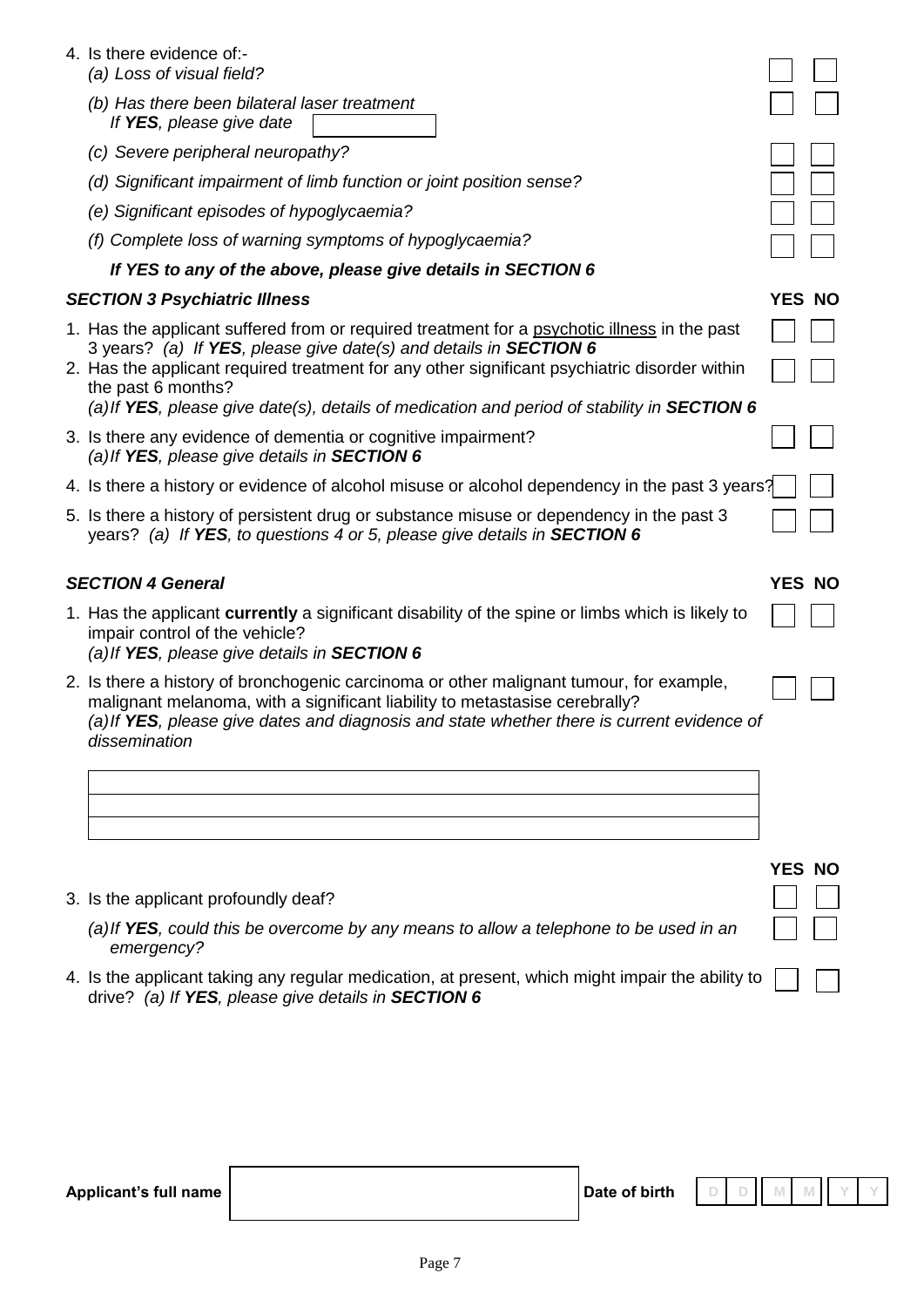4. Is there evidence of:-
   *(a) Loss of visual field?*

   *(b) Has there been bilateral laser treatment*
   *If **YES**, please give date*

   *(c) Severe peripheral neuropathy?*

   *(d) Significant impairment of limb function or joint position sense?*

   *(e) Significant episodes of hypoglycaemia?*

   *(f) Complete loss of warning symptoms of hypoglycaemia?*

   ***If YES to any of the above, please give details in SECTION 6***

### *SECTION 3 Psychiatric Illness* — YES NO

1. Has the applicant suffered from or required treatment for a psychotic illness in the past 3 years? *(a) If **YES**, please give date(s) and details in **SECTION 6***
2. Has the applicant required treatment for any other significant psychiatric disorder within the past 6 months?
   *(a) If **YES**, please give date(s), details of medication and period of stability in **SECTION 6***
3. Is there any evidence of dementia or cognitive impairment?
   *(a) If **YES**, please give details in **SECTION 6***
4. Is there a history or evidence of alcohol misuse or alcohol dependency in the past 3 years?
5. Is there a history of persistent drug or substance misuse or dependency in the past 3 years? *(a) If **YES**, to questions 4 or 5, please give details in **SECTION 6***

### *SECTION 4 General* — YES NO

1. Has the applicant **currently** a significant disability of the spine or limbs which is likely to impair control of the vehicle?
   *(a) If **YES**, please give details in **SECTION 6***
2. Is there a history of bronchogenic carcinoma or other malignant tumour, for example, malignant melanoma, with a significant liability to metastasise cerebrally?
   *(a) If **YES**, please give dates and diagnosis and state whether there is current evidence of dissemination*

YES NO

3. Is the applicant profoundly deaf?
   *(a) If **YES**, could this be overcome by any means to allow a telephone to be used in an emergency?*
4. Is the applicant taking any regular medication, at present, which might impair the ability to drive? *(a) If **YES**, please give details in **SECTION 6***

**Applicant's full name** | **Date of birth** D D M M Y Y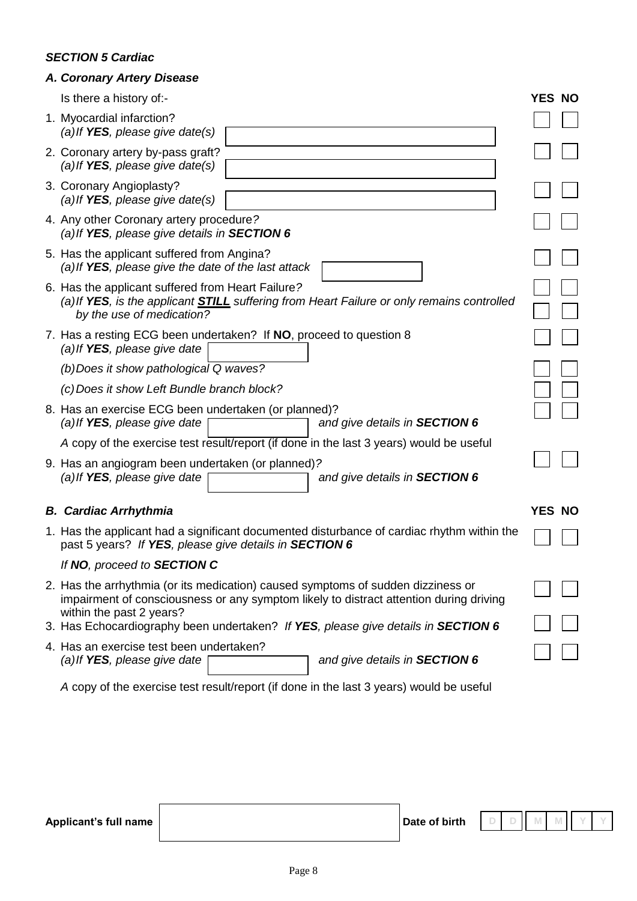***SECTION 5 Cardiac***

***A. Coronary Artery Disease***

Is there a history of:- **YES NO**

1. Myocardial infarction? ☐ ☐
   *(a) If **YES**, please give date(s)* ____________________
2. Coronary artery by-pass graft? ☐ ☐
   *(a) If **YES**, please give date(s)* ____________________
3. Coronary Angioplasty? ☐ ☐
   *(a) If **YES**, please give date(s)* ____________________
4. Any other Coronary artery procedure? ☐ ☐
   *(a) If **YES**, please give details in **SECTION 6***
5. Has the applicant suffered from Angina? ☐ ☐
   *(a) If **YES**, please give the date of the last attack* ____________
6. Has the applicant suffered from Heart Failure? ☐ ☐
   *(a) If **YES**, is the applicant **STILL** suffering from Heart Failure or only remains controlled by the use of medication?* ☐ ☐
7. Has a resting ECG been undertaken? If **NO**, proceed to question 8 ☐ ☐
   *(a) If **YES**, please give date* ____________
   *(b) Does it show pathological Q waves?* ☐ ☐
   *(c) Does it show Left Bundle branch block?* ☐ ☐
8. Has an exercise ECG been undertaken (or planned)? ☐ ☐
   *(a) If **YES**, please give date* ____________ *and give details in **SECTION 6***

   *A* copy of the exercise test result/report (if done in the last 3 years) would be useful
9. Has an angiogram been undertaken (or planned)? ☐ ☐
   *(a) If **YES**, please give date* ____________ *and give details in **SECTION 6***

***B. Cardiac Arrhythmia*** **YES NO**

1. Has the applicant had a significant documented disturbance of cardiac rhythm within the past 5 years? *If **YES**, please give details in **SECTION 6*** ☐ ☐

   *If **NO**, proceed to **SECTION C***
2. Has the arrhythmia (or its medication) caused symptoms of sudden dizziness or impairment of consciousness or any symptom likely to distract attention during driving within the past 2 years? ☐ ☐
3. Has Echocardiography been undertaken? *If **YES**, please give details in **SECTION 6*** ☐ ☐
4. Has an exercise test been undertaken? ☐ ☐
   *(a) If **YES**, please give date* ____________ *and give details in **SECTION 6***

   *A* copy of the exercise test result/report (if done in the last 3 years) would be useful

**Applicant's full name** ____________________ **Date of birth** D D M M Y Y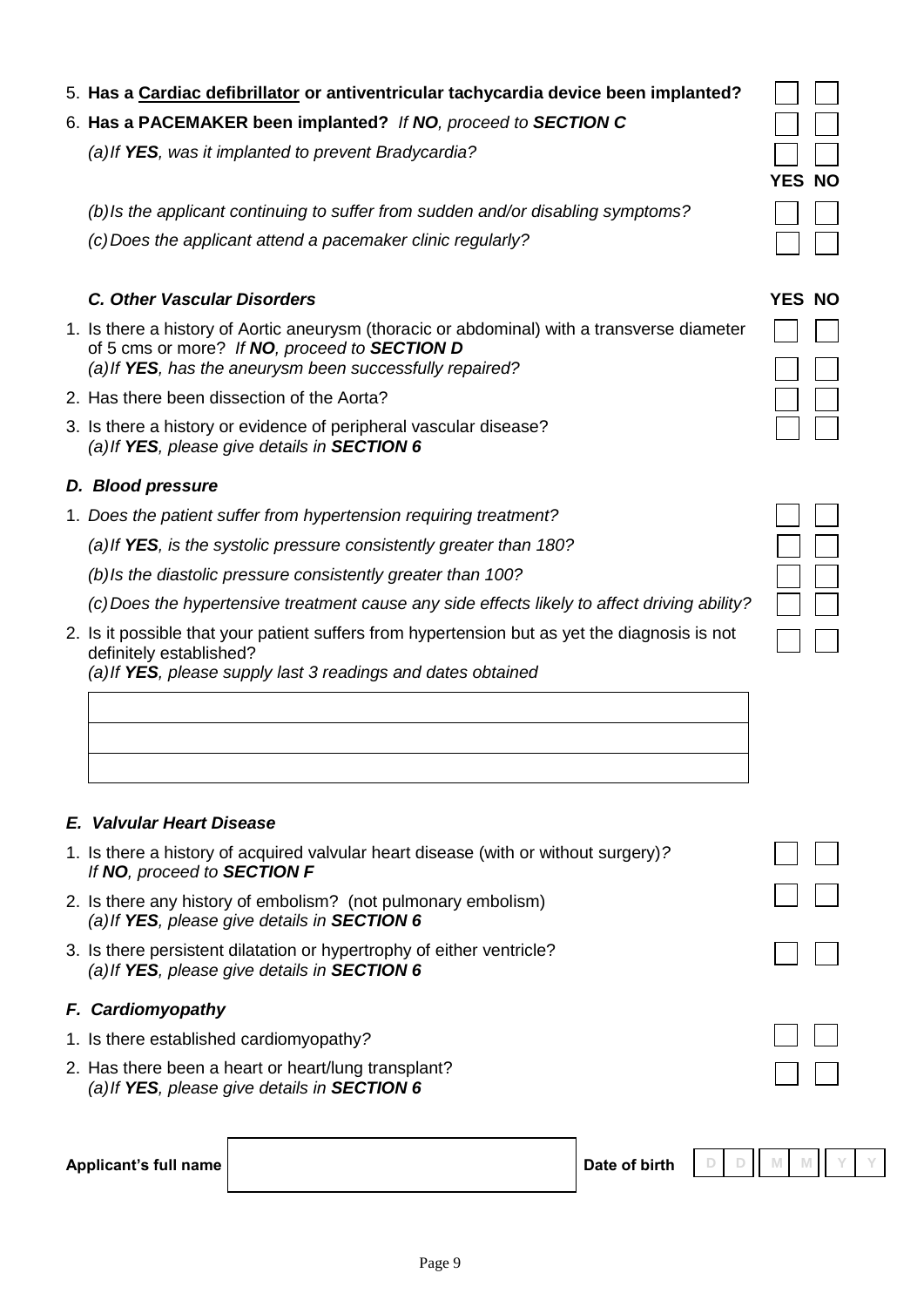| Question | YES | NO |
|---|---|---|
| 5. **Has a <u>Cardiac defibrillator</u> or antiventricular tachycardia device been implanted?** | ☐ | ☐ |
| 6. **Has a PACEMAKER been implanted?** *If **NO**, proceed to **SECTION C*** | ☐ | ☐ |
| *(a) If **YES**, was it implanted to prevent Bradycardia?* | ☐ | ☐ |
| *(b) Is the applicant continuing to suffer from sudden and/or disabling symptoms?* | ☐ | ☐ |
| *(c) Does the applicant attend a pacemaker clinic regularly?* | ☐ | ☐ |

### *C. Other Vascular Disorders*

| Question | YES | NO |
|---|---|---|
| 1. Is there a history of Aortic aneurysm (thoracic or abdominal) with a transverse diameter of 5 cms or more? *If **NO**, proceed to **SECTION D*** | ☐ | ☐ |
| *(a) If **YES**, has the aneurysm been successfully repaired?* | ☐ | ☐ |
| 2. Has there been dissection of the Aorta? | ☐ | ☐ |
| 3. Is there a history or evidence of peripheral vascular disease? *(a) If **YES**, please give details in **SECTION 6*** | ☐ | ☐ |

### *D. Blood pressure*

| Question | YES | NO |
|---|---|---|
| 1. *Does the patient suffer from hypertension requiring treatment?* | ☐ | ☐ |
| *(a) If **YES**, is the systolic pressure consistently greater than 180?* | ☐ | ☐ |
| *(b) Is the diastolic pressure consistently greater than 100?* | ☐ | ☐ |
| *(c) Does the hypertensive treatment cause any side effects likely to affect driving ability?* | ☐ | ☐ |
| 2. Is it possible that your patient suffers from hypertension but as yet the diagnosis is not definitely established? *(a) If **YES**, please supply last 3 readings and dates obtained* | ☐ | ☐ |

| |
|---|
| |
| |
| |

### *E. Valvular Heart Disease*

| Question | YES | NO |
|---|---|---|
| 1. Is there a history of acquired valvular heart disease (with or without surgery)? *If **NO**, proceed to **SECTION F*** | ☐ | ☐ |
| 2. Is there any history of embolism? (not pulmonary embolism) *(a) If **YES**, please give details in **SECTION 6*** | ☐ | ☐ |
| 3. Is there persistent dilatation or hypertrophy of either ventricle? *(a) If **YES**, please give details in **SECTION 6*** | ☐ | ☐ |

### *F. Cardiomyopathy*

| Question | YES | NO |
|---|---|---|
| 1. Is there established cardiomyopathy? | ☐ | ☐ |
| 2. Has there been a heart or heart/lung transplant? *(a) If **YES**, please give details in **SECTION 6*** | ☐ | ☐ |

**Applicant's full name** ____________________ **Date of birth** D D M M Y Y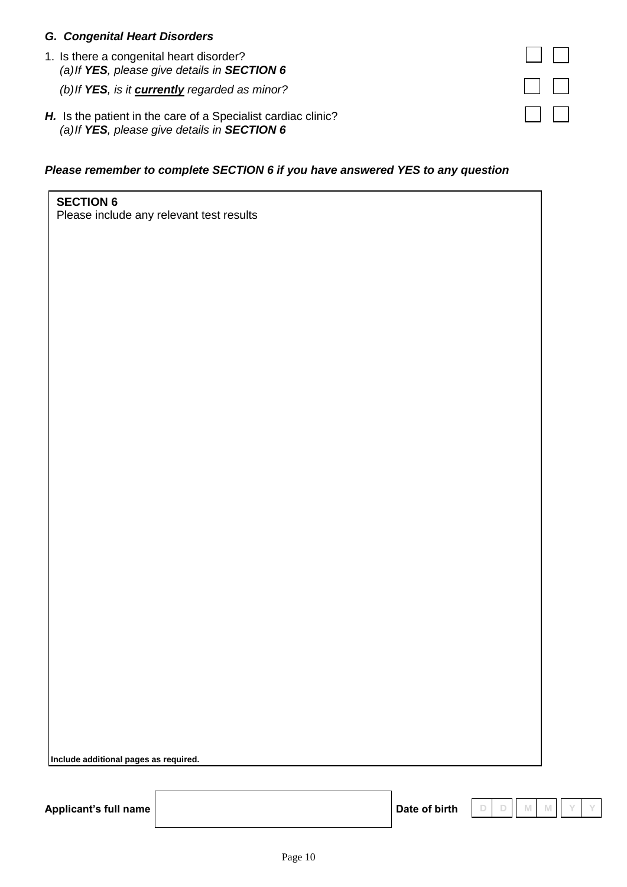*G. Congenital Heart Disorders*

1. Is there a congenital heart disorder? ☐ ☐
   *(a) If **YES**, please give details in **SECTION 6***
   *(b) If **YES**, is it **currently** regarded as minor?* ☐ ☐

***H.*** Is the patient in the care of a Specialist cardiac clinic? ☐ ☐
   *(a) If **YES**, please give details in **SECTION 6***

***Please remember to complete SECTION 6 if you have answered YES to any question***

**SECTION 6**
Please include any relevant test results

**Include additional pages as required.**

**Applicant's full name** \_\_\_\_\_\_\_\_\_\_\_\_\_\_\_\_\_\_\_\_ **Date of birth** D D M M Y Y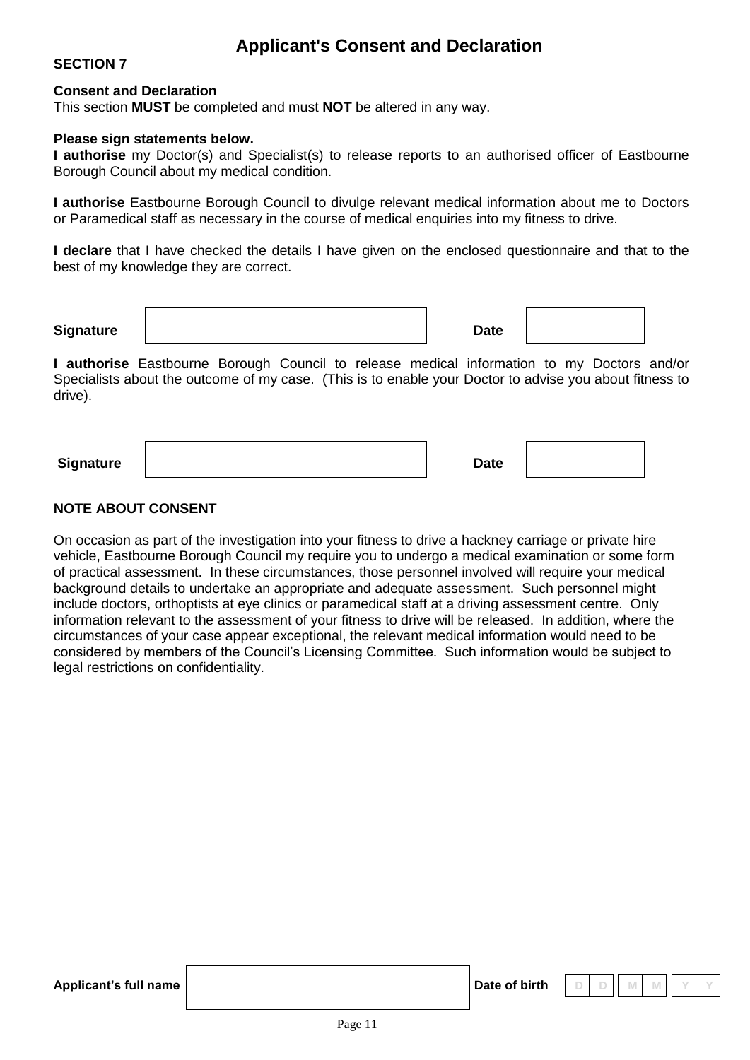# Applicant's Consent and Declaration

**SECTION 7**

**Consent and Declaration**

This section **MUST** be completed and must **NOT** be altered in any way.

**Please sign statements below.**

**I authorise** my Doctor(s) and Specialist(s) to release reports to an authorised officer of Eastbourne Borough Council about my medical condition.

**I authorise** Eastbourne Borough Council to divulge relevant medical information about me to Doctors or Paramedical staff as necessary in the course of medical enquiries into my fitness to drive.

**I declare** that I have checked the details I have given on the enclosed questionnaire and that to the best of my knowledge they are correct.

| **Signature** | | **Date** | |
|---|---|---|---|

**I authorise** Eastbourne Borough Council to release medical information to my Doctors and/or Specialists about the outcome of my case. (This is to enable your Doctor to advise you about fitness to drive).

| **Signature** | | **Date** | |
|---|---|---|---|

**NOTE ABOUT CONSENT**

On occasion as part of the investigation into your fitness to drive a hackney carriage or private hire vehicle, Eastbourne Borough Council my require you to undergo a medical examination or some form of practical assessment. In these circumstances, those personnel involved will require your medical background details to undertake an appropriate and adequate assessment. Such personnel might include doctors, orthoptists at eye clinics or paramedical staff at a driving assessment centre. Only information relevant to the assessment of your fitness to drive will be released. In addition, where the circumstances of your case appear exceptional, the relevant medical information would need to be considered by members of the Council's Licensing Committee. Such information would be subject to legal restrictions on confidentiality.

| **Applicant's full name** | | **Date of birth** | D | D | M | M | Y | Y |
|---|---|---|---|---|---|---|---|---|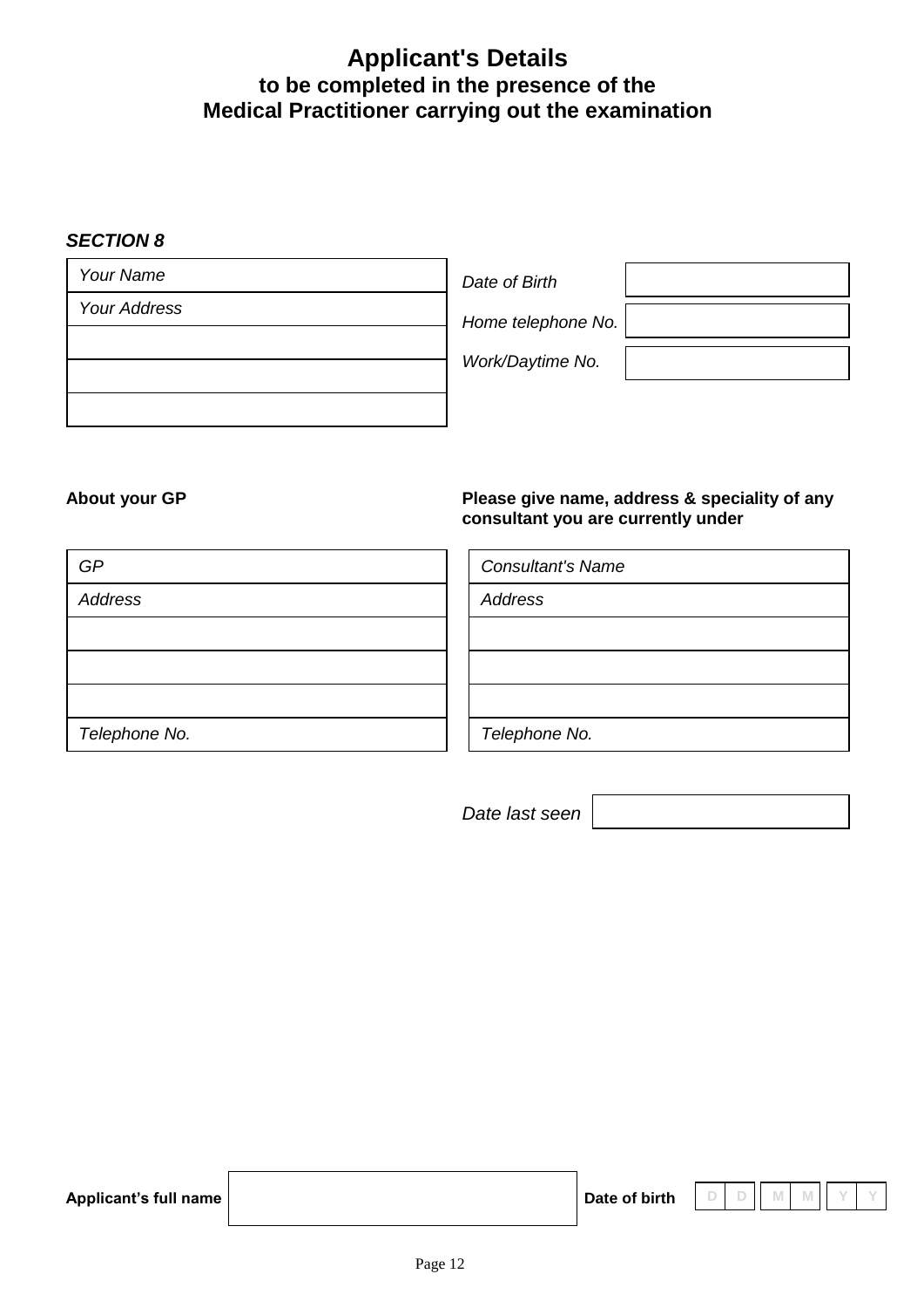# Applicant's Details
## to be completed in the presence of the Medical Practitioner carrying out the examination

***SECTION 8***

| *Your Name* |
|---|
| *Your Address* |
| |
| |
| |

| | |
|---|---|
| *Date of Birth* | |
| *Home telephone No.* | |
| *Work/Daytime No.* | |

**About your GP**

| *GP* |
|---|
| *Address* |
| |
| |
| |
| *Telephone No.* |

**Please give name, address & speciality of any consultant you are currently under**

| *Consultant's Name* |
|---|
| *Address* |
| |
| |
| |
| *Telephone No.* |

| | |
|---|---|
| *Date last seen* | |

| **Applicant's full name** | | **Date of birth** | D D M M Y Y |
|---|---|---|---|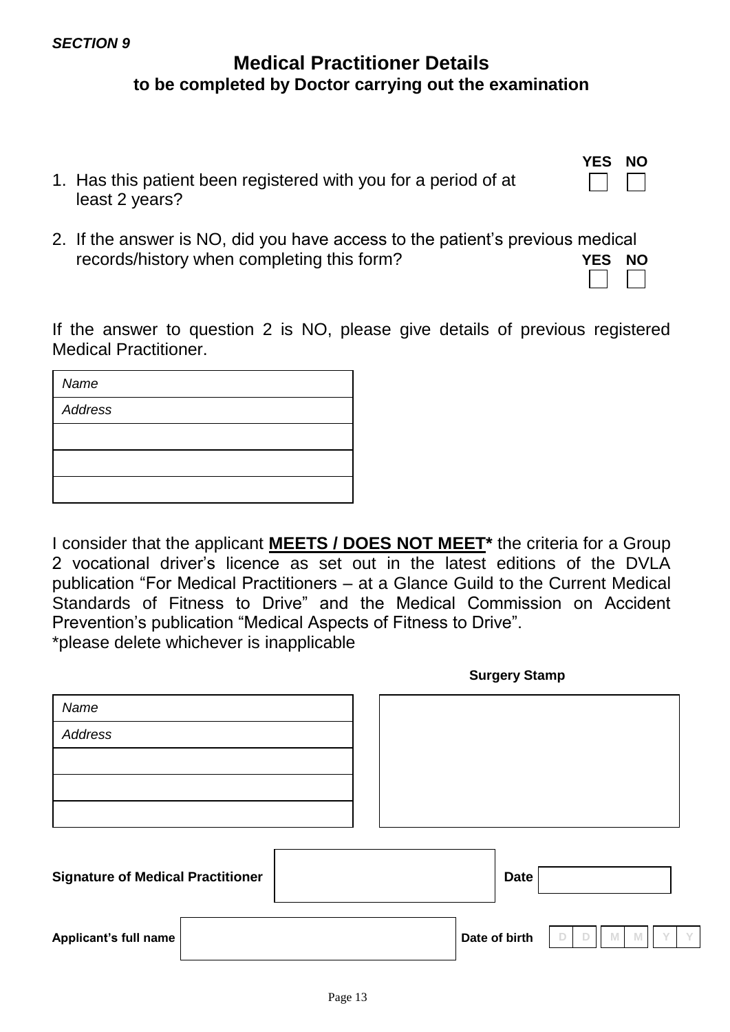*SECTION 9*

## Medical Practitioner Details
### to be completed by Doctor carrying out the examination

| | YES | NO |
|---|---|---|
| 1. Has this patient been registered with you for a period of at least 2 years? | ☐ | ☐ |
| 2. If the answer is NO, did you have access to the patient's previous medical records/history when completing this form? | ☐ | ☐ |

If the answer to question 2 is NO, please give details of previous registered Medical Practitioner.

| |
|---|
| *Name* |
| *Address* |
| |
| |
| |

I consider that the applicant **MEETS / DOES NOT MEET*** the criteria for a Group 2 vocational driver's licence as set out in the latest editions of the DVLA publication "For Medical Practitioners – at a Glance Guild to the Current Medical Standards of Fitness to Drive" and the Medical Commission on Accident Prevention's publication "Medical Aspects of Fitness to Drive".
*please delete whichever is inapplicable

| | Surgery Stamp |
|---|---|
| *Name* | |
| *Address* | |
| | |
| | |
| | |

**Signature of Medical Practitioner** ____________________ **Date** __________

**Applicant's full name** ____________________ **Date of birth** D D / M M / Y Y